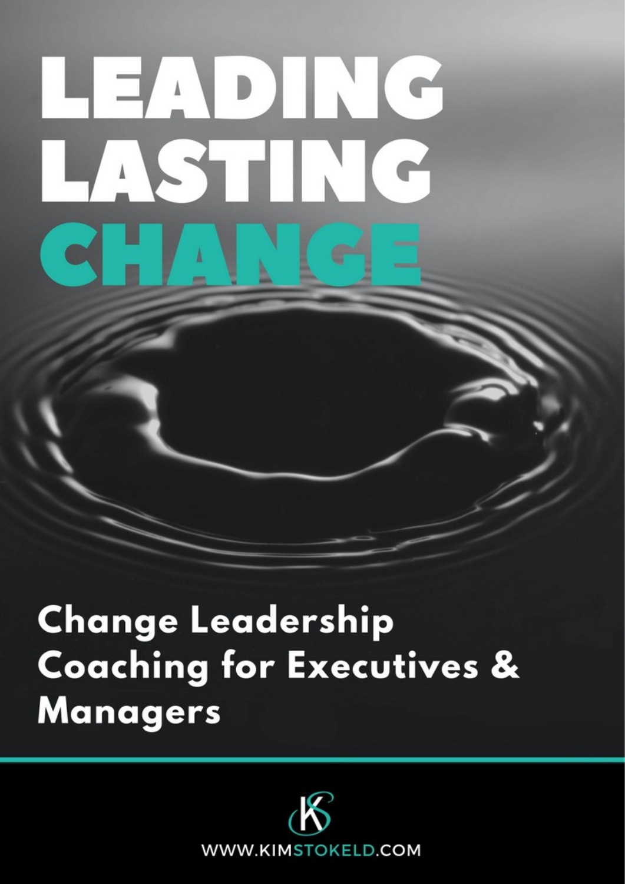# LEADING LASTING CHANGE

## Change Leadership Coaching for Executives & Managers

KS

WWW.KIMSTOKELD.COM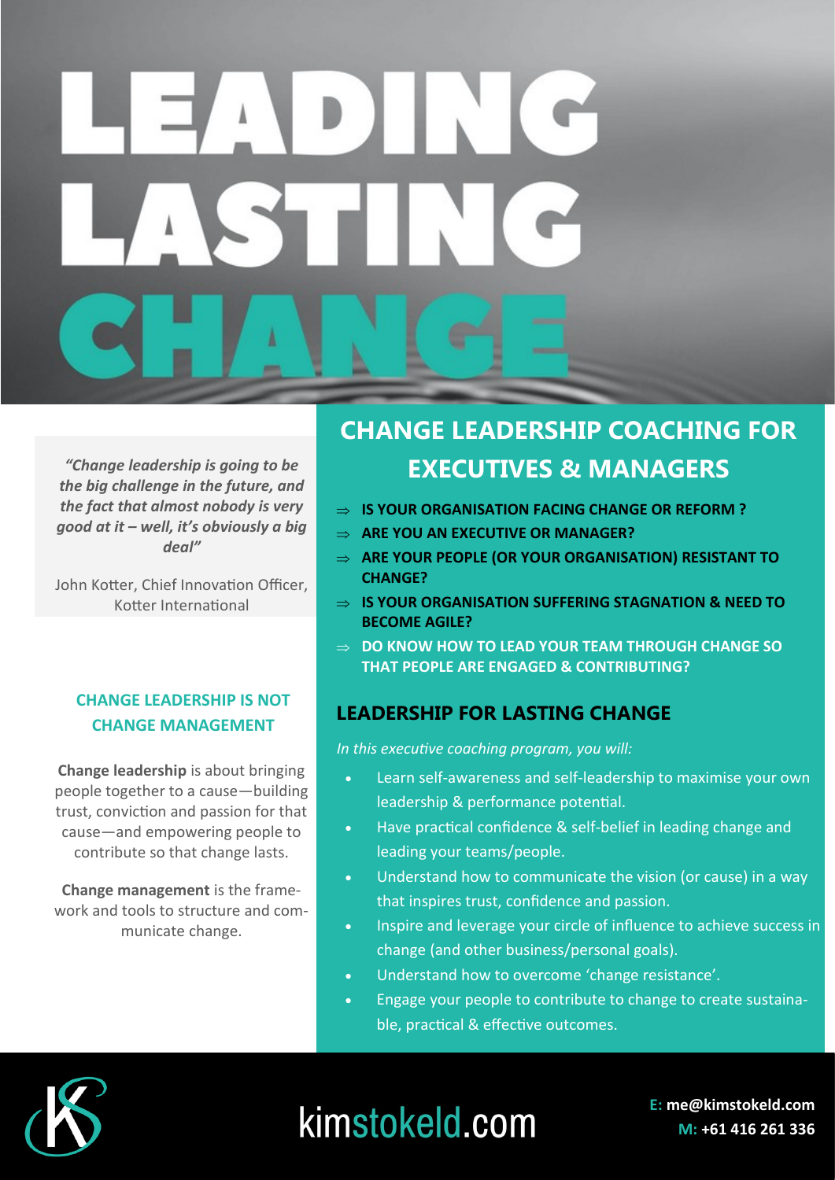# LEADING LASTING CHANGE

*"Change leadership is going to be the big challenge in the future, and the fact that almost nobody is very good at it – well, it's obviously a big deal"*

John Kotter, Chief Innovation Officer, Kotter International

## CHANGE LEADERSHIP IS NOT CHANGE MANAGEMENT

**Change leadership** is about bringing people together to a cause—building trust, conviction and passion for that cause—and empowering people to contribute so that change lasts.

**Change management** is the framework and tools to structure and communicate change.

## CHANGE LEADERSHIP COACHING FOR EXECUTIVES & MANAGERS

⇒ **IS YOUR ORGANISATION FACING CHANGE OR REFORM ?**

⇒ **ARE YOU AN EXECUTIVE OR MANAGER?**

⇒ **ARE YOUR PEOPLE (OR YOUR ORGANISATION) RESISTANT TO CHANGE?**

⇒ **IS YOUR ORGANISATION SUFFERING STAGNATION & NEED TO BECOME AGILE?**

⇒ **DO KNOW HOW TO LEAD YOUR TEAM THROUGH CHANGE SO THAT PEOPLE ARE ENGAGED & CONTRIBUTING?**

## LEADERSHIP FOR LASTING CHANGE

*In this executive coaching program, you will:*

- Learn self-awareness and self-leadership to maximise your own leadership & performance potential.
- Have practical confidence & self-belief in leading change and leading your teams/people.
- Understand how to communicate the vision (or cause) in a way that inspires trust, confidence and passion.
- Inspire and leverage your circle of influence to achieve success in change (and other business/personal goals).
- Understand how to overcome 'change resistance'.
- Engage your people to contribute to change to create sustainable, practical & effective outcomes.

kimstokeld.com

**E:** **me@kimstokeld.com**
**M:** **+61 416 261 336**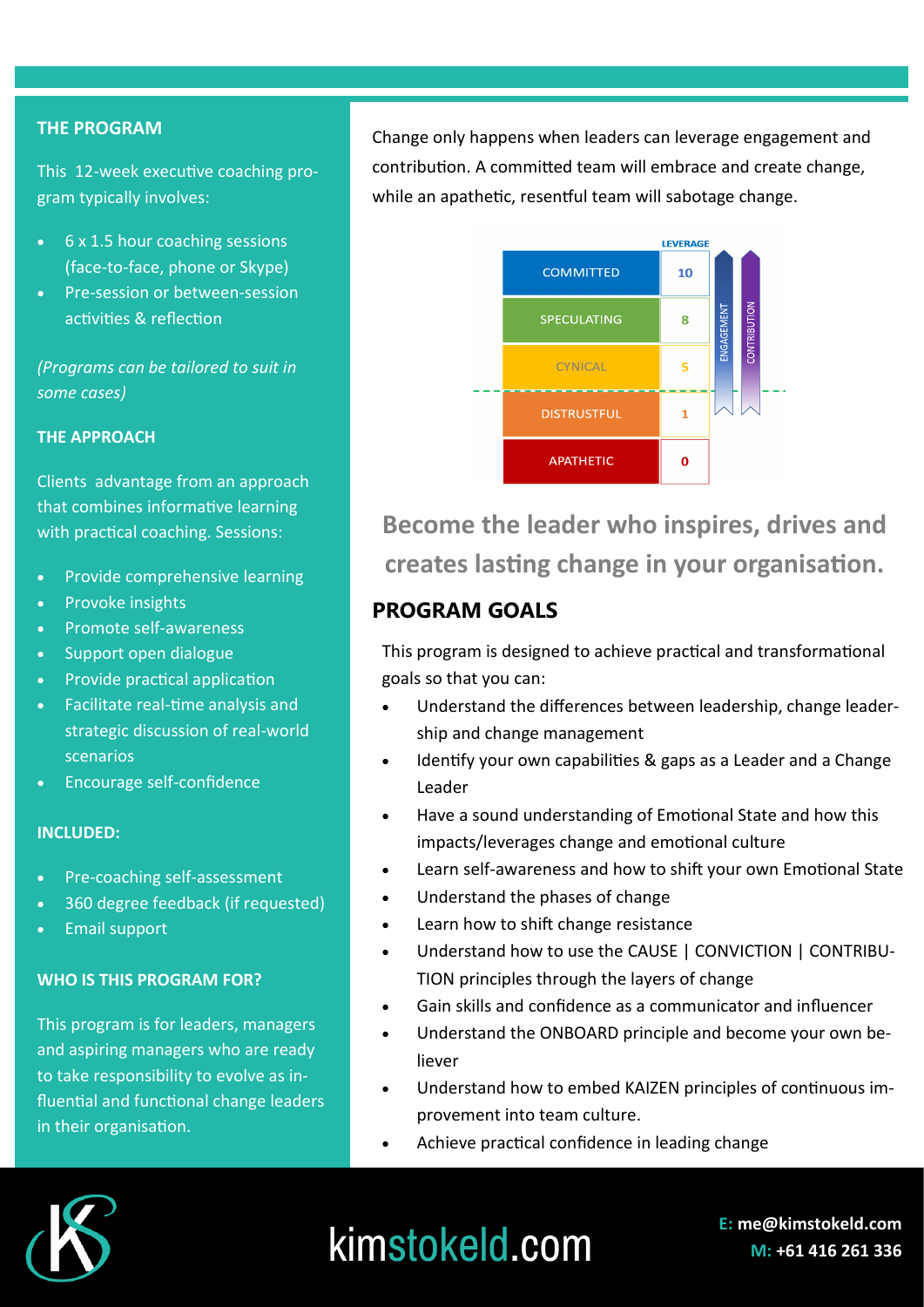## THE PROGRAM

This 12-week executive coaching program typically involves:

- 6 x 1.5 hour coaching sessions (face-to-face, phone or Skype)
- Pre-session or between-session activities & reflection

*(Programs can be tailored to suit in some cases)*

## THE APPROACH

Clients advantage from an approach that combines informative learning with practical coaching. Sessions:

- Provide comprehensive learning
- Provoke insights
- Promote self-awareness
- Support open dialogue
- Provide practical application
- Facilitate real-time analysis and strategic discussion of real-world scenarios
- Encourage self-confidence

## INCLUDED:

- Pre-coaching self-assessment
- 360 degree feedback (if requested)
- Email support

## WHO IS THIS PROGRAM FOR?

This program is for leaders, managers and aspiring managers who are ready to take responsibility to evolve as influential and functional change leaders in their organisation.

Change only happens when leaders can leverage engagement and contribution. A committed team will embrace and create change, while an apathetic, resentful team will sabotage change.

| | LEVERAGE |
|---|---|
| COMMITTED | 10 |
| SPECULATING | 8 |
| CYNICAL | 5 |
| DISTRUSTFUL | 1 |
| APATHETIC | 0 |

ENGAGEMENT | CONTRIBUTION

## Become the leader who inspires, drives and creates lasting change in your organisation.

## PROGRAM GOALS

This program is designed to achieve practical and transformational goals so that you can:

- Understand the differences between leadership, change leadership and change management
- Identify your own capabilities & gaps as a Leader and a Change Leader
- Have a sound understanding of Emotional State and how this impacts/leverages change and emotional culture
- Learn self-awareness and how to shift your own Emotional State
- Understand the phases of change
- Learn how to shift change resistance
- Understand how to use the CAUSE | CONVICTION | CONTRIBUTION principles through the layers of change
- Gain skills and confidence as a communicator and influencer
- Understand the ONBOARD principle and become your own believer
- Understand how to embed KAIZEN principles of continuous improvement into team culture.
- Achieve practical confidence in leading change

kimstokeld.com

**E:** me@kimstokeld.com
**M:** +61 416 261 336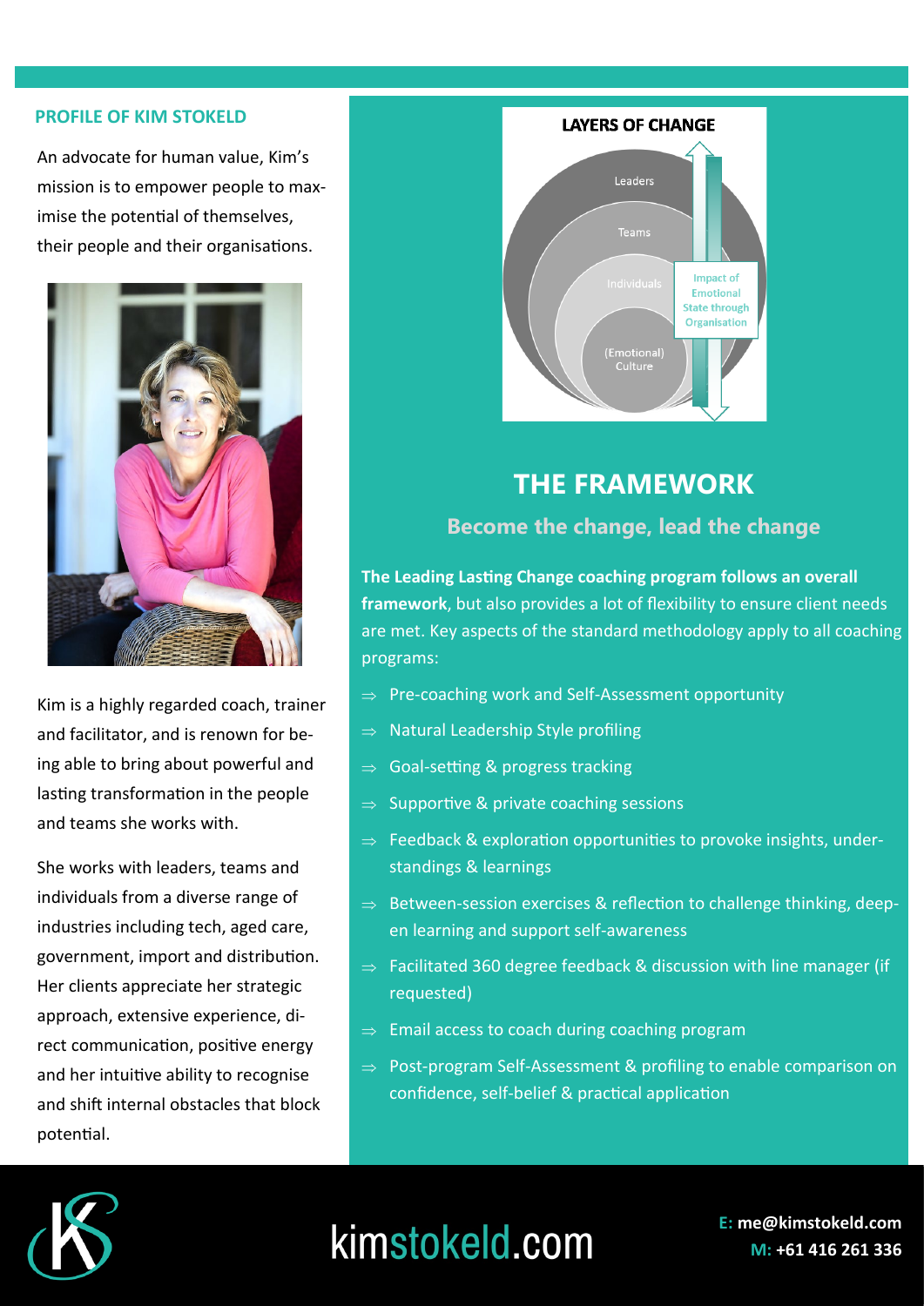## PROFILE OF KIM STOKELD

An advocate for human value, Kim's mission is to empower people to maximise the potential of themselves, their people and their organisations.

Kim is a highly regarded coach, trainer and facilitator, and is renown for being able to bring about powerful and lasting transformation in the people and teams she works with.

She works with leaders, teams and individuals from a diverse range of industries including tech, aged care, government, import and distribution. Her clients appreciate her strategic approach, extensive experience, direct communication, positive energy and her intuitive ability to recognise and shift internal obstacles that block potential.

LAYERS OF CHANGE

Leaders

Teams

Individuals

(Emotional) Culture

Impact of Emotional State through Organisation

# THE FRAMEWORK

### Become the change, lead the change

**The Leading Lasting Change coaching program follows an overall framework**, but also provides a lot of flexibility to ensure client needs are met. Key aspects of the standard methodology apply to all coaching programs:

- Pre-coaching work and Self-Assessment opportunity
- Natural Leadership Style profiling
- Goal-setting & progress tracking
- Supportive & private coaching sessions
- Feedback & exploration opportunities to provoke insights, understandings & learnings
- Between-session exercises & reflection to challenge thinking, deepen learning and support self-awareness
- Facilitated 360 degree feedback & discussion with line manager (if requested)
- Email access to coach during coaching program
- Post-program Self-Assessment & profiling to enable comparison on confidence, self-belief & practical application

kimstokeld.com

**E:** me@kimstokeld.com
**M:** +61 416 261 336